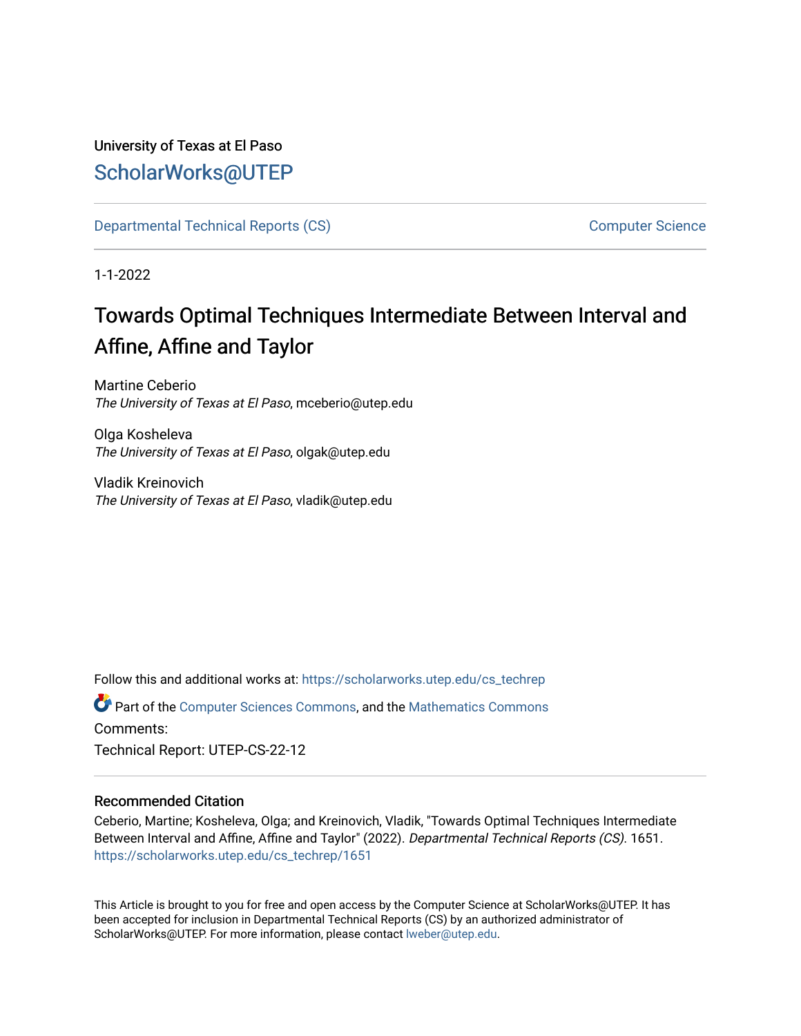University of Texas at El Paso

ScholarWorks@UTEP

Departmental Technical Reports (CS) Computer Science

1-1-2022

# Towards Optimal Techniques Intermediate Between Interval and Affine, Affine and Taylor

Martine Ceberio
*The University of Texas at El Paso*, mceberio@utep.edu

Olga Kosheleva
*The University of Texas at El Paso*, olgak@utep.edu

Vladik Kreinovich
*The University of Texas at El Paso*, vladik@utep.edu

Follow this and additional works at: https://scholarworks.utep.edu/cs_techrep

Part of the Computer Sciences Commons, and the Mathematics Commons

Comments:

Technical Report: UTEP-CS-22-12

### Recommended Citation

Ceberio, Martine; Kosheleva, Olga; and Kreinovich, Vladik, "Towards Optimal Techniques Intermediate Between Interval and Affine, Affine and Taylor" (2022). *Departmental Technical Reports (CS)*. 1651.
https://scholarworks.utep.edu/cs_techrep/1651

This Article is brought to you for free and open access by the Computer Science at ScholarWorks@UTEP. It has been accepted for inclusion in Departmental Technical Reports (CS) by an authorized administrator of ScholarWorks@UTEP. For more information, please contact lweber@utep.edu.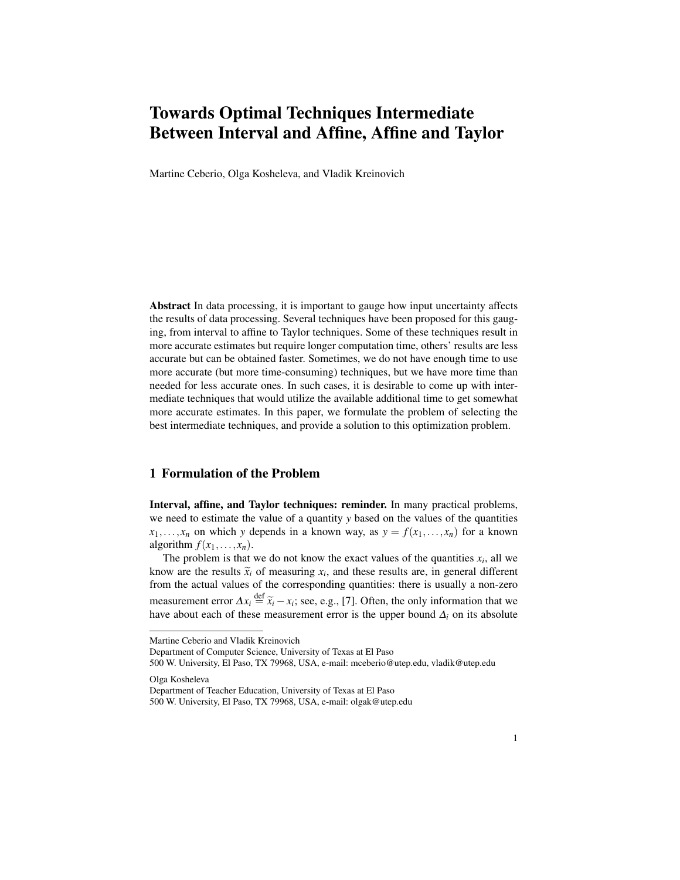# Towards Optimal Techniques Intermediate Between Interval and Affine, Affine and Taylor

Martine Ceberio, Olga Kosheleva, and Vladik Kreinovich

**Abstract** In data processing, it is important to gauge how input uncertainty affects the results of data processing. Several techniques have been proposed for this gauging, from interval to affine to Taylor techniques. Some of these techniques result in more accurate estimates but require longer computation time, others' results are less accurate but can be obtained faster. Sometimes, we do not have enough time to use more accurate (but more time-consuming) techniques, but we have more time than needed for less accurate ones. In such cases, it is desirable to come up with intermediate techniques that would utilize the available additional time to get somewhat more accurate estimates. In this paper, we formulate the problem of selecting the best intermediate techniques, and provide a solution to this optimization problem.

## 1 Formulation of the Problem

**Interval, affine, and Taylor techniques: reminder.** In many practical problems, we need to estimate the value of a quantity $y$ based on the values of the quantities $x_1, \ldots, x_n$ on which $y$ depends in a known way, as $y = f(x_1, \ldots, x_n)$ for a known algorithm $f(x_1, \ldots, x_n)$.

The problem is that we do not know the exact values of the quantities $x_i$, all we know are the results $\widetilde{x}_i$ of measuring $x_i$, and these results are, in general different from the actual values of the corresponding quantities: there is usually a non-zero measurement error $\Delta x_i \stackrel{\text{def}}{=} \widetilde{x}_i - x_i$; see, e.g., [7]. Often, the only information that we have about each of these measurement error is the upper bound $\Delta_i$ on its absolute

---

Martine Ceberio and Vladik Kreinovich
Department of Computer Science, University of Texas at El Paso
500 W. University, El Paso, TX 79968, USA, e-mail: mceberio@utep.edu, vladik@utep.edu

Olga Kosheleva
Department of Teacher Education, University of Texas at El Paso
500 W. University, El Paso, TX 79968, USA, e-mail: olgak@utep.edu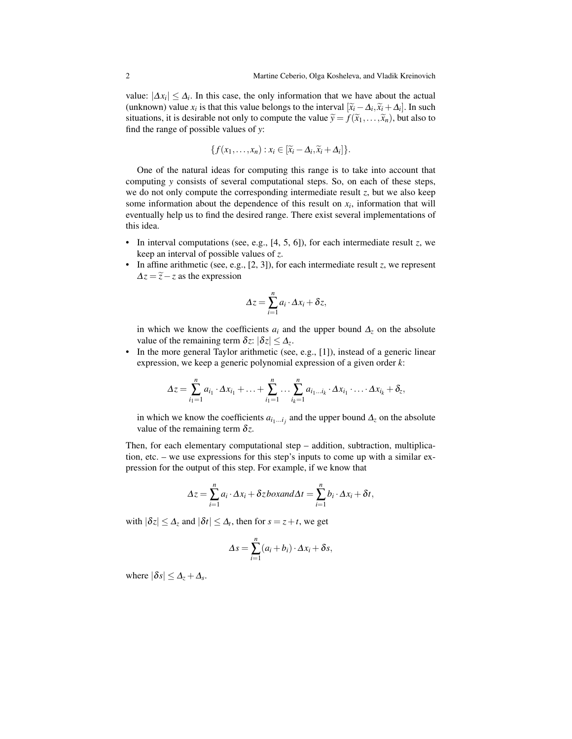value: $|\Delta x_i| \le \Delta_i$. In this case, the only information that we have about the actual (unknown) value $x_i$ is that this value belongs to the interval $[\widetilde{x}_i - \Delta_i, \widetilde{x}_i + \Delta_i]$. In such situations, it is desirable not only to compute the value $\widetilde{y} = f(\widetilde{x}_1, \ldots, \widetilde{x}_n)$, but also to find the range of possible values of $y$:

$$\{f(x_1, \ldots, x_n) : x_i \in [\widetilde{x}_i - \Delta_i, \widetilde{x}_i + \Delta_i]\}.$$

One of the natural ideas for computing this range is to take into account that computing $y$ consists of several computational steps. So, on each of these steps, we do not only compute the corresponding intermediate result $z$, but we also keep some information about the dependence of this result on $x_i$, information that will eventually help us to find the desired range. There exist several implementations of this idea.

- In interval computations (see, e.g., [4, 5, 6]), for each intermediate result $z$, we keep an interval of possible values of $z$.
- In affine arithmetic (see, e.g., [2, 3]), for each intermediate result $z$, we represent $\Delta z = \widetilde{z} - z$ as the expression

  $$\Delta z = \sum_{i=1}^{n} a_i \cdot \Delta x_i + \delta z,$$

  in which we know the coefficients $a_i$ and the upper bound $\Delta_z$ on the absolute value of the remaining term $\delta z$: $|\delta z| \le \Delta_z$.
- In the more general Taylor arithmetic (see, e.g., [1]), instead of a generic linear expression, we keep a generic polynomial expression of a given order $k$:

  $$\Delta z = \sum_{i_1=1}^{n} a_{i_1} \cdot \Delta x_{i_1} + \ldots + \sum_{i_1=1}^{n} \ldots \sum_{i_k=1}^{n} a_{i_1 \ldots i_k} \cdot \Delta x_{i_1} \cdot \ldots \cdot \Delta x_{i_k} + \delta_z,$$

  in which we know the coefficients $a_{i_1 \ldots i_j}$ and the upper bound $\Delta_z$ on the absolute value of the remaining term $\delta z$.

Then, for each elementary computational step – addition, subtraction, multiplication, etc. – we use expressions for this step's inputs to come up with a similar expression for the output of this step. For example, if we know that

$$\Delta z = \sum_{i=1}^{n} a_i \cdot \Delta x_i + \delta z box and \Delta t = \sum_{i=1}^{n} b_i \cdot \Delta x_i + \delta t,$$

with $|\delta z| \le \Delta_z$ and $|\delta t| \le \Delta_t$, then for $s = z + t$, we get

$$\Delta s = \sum_{i=1}^{n} (a_i + b_i) \cdot \Delta x_i + \delta s,$$

where $|\delta s| \le \Delta_z + \Delta_s$.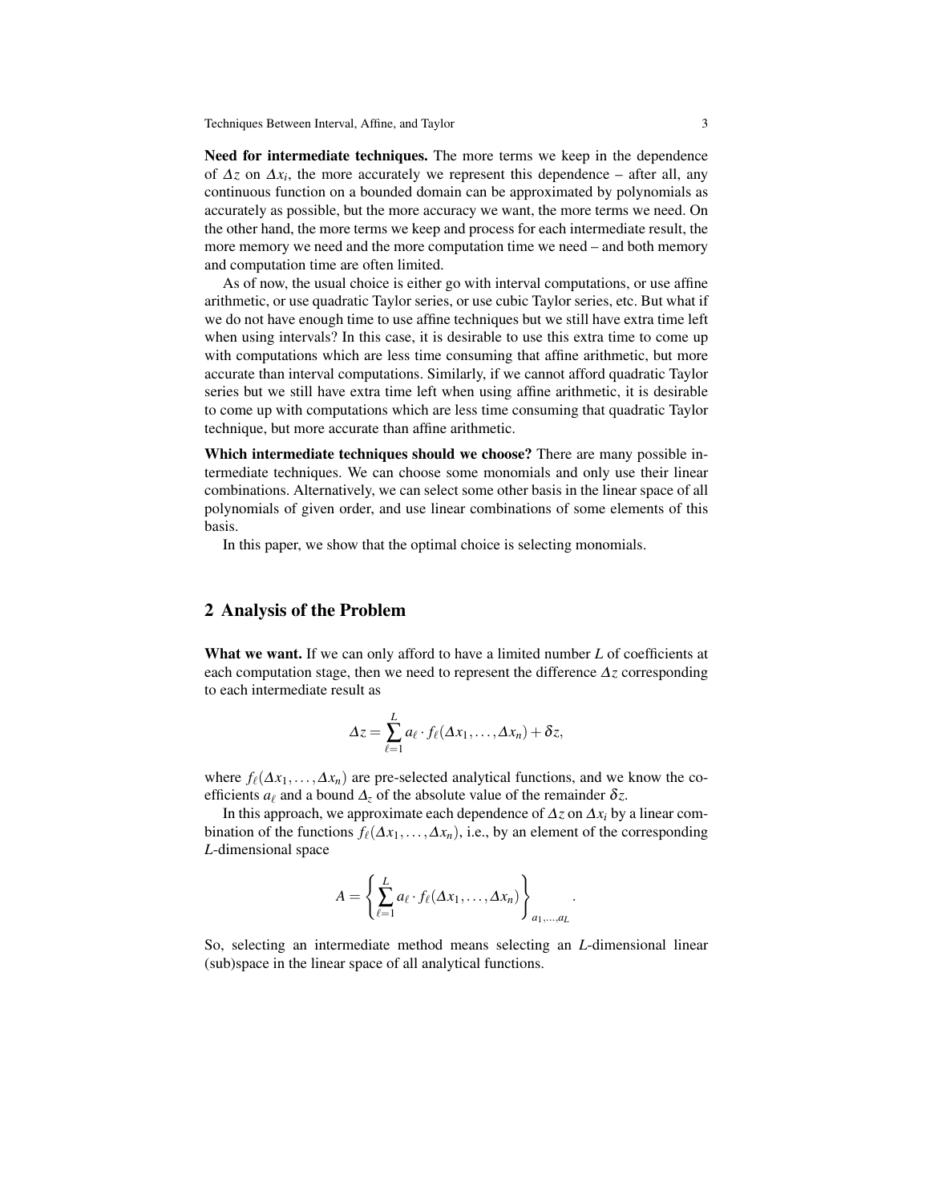**Need for intermediate techniques.** The more terms we keep in the dependence of $\Delta z$ on $\Delta x_i$, the more accurately we represent this dependence – after all, any continuous function on a bounded domain can be approximated by polynomials as accurately as possible, but the more accuracy we want, the more terms we need. On the other hand, the more terms we keep and process for each intermediate result, the more memory we need and the more computation time we need – and both memory and computation time are often limited.

As of now, the usual choice is either go with interval computations, or use affine arithmetic, or use quadratic Taylor series, or use cubic Taylor series, etc. But what if we do not have enough time to use affine techniques but we still have extra time left when using intervals? In this case, it is desirable to use this extra time to come up with computations which are less time consuming that affine arithmetic, but more accurate than interval computations. Similarly, if we cannot afford quadratic Taylor series but we still have extra time left when using affine arithmetic, it is desirable to come up with computations which are less time consuming that quadratic Taylor technique, but more accurate than affine arithmetic.

**Which intermediate techniques should we choose?** There are many possible intermediate techniques. We can choose some monomials and only use their linear combinations. Alternatively, we can select some other basis in the linear space of all polynomials of given order, and use linear combinations of some elements of this basis.

In this paper, we show that the optimal choice is selecting monomials.

## 2 Analysis of the Problem

**What we want.** If we can only afford to have a limited number $L$ of coefficients at each computation stage, then we need to represent the difference $\Delta z$ corresponding to each intermediate result as

$$\Delta z = \sum_{\ell=1}^{L} a_\ell \cdot f_\ell(\Delta x_1, \ldots, \Delta x_n) + \delta z,$$

where $f_\ell(\Delta x_1, \ldots, \Delta x_n)$ are pre-selected analytical functions, and we know the coefficients $a_\ell$ and a bound $\Delta_z$ of the absolute value of the remainder $\delta z$.

In this approach, we approximate each dependence of $\Delta z$ on $\Delta x_i$ by a linear combination of the functions $f_\ell(\Delta x_1, \ldots, \Delta x_n)$, i.e., by an element of the corresponding $L$-dimensional space

$$A = \left\{ \sum_{\ell=1}^{L} a_\ell \cdot f_\ell(\Delta x_1, \ldots, \Delta x_n) \right\}_{a_1,\ldots,a_L}.$$

So, selecting an intermediate method means selecting an $L$-dimensional linear (sub)space in the linear space of all analytical functions.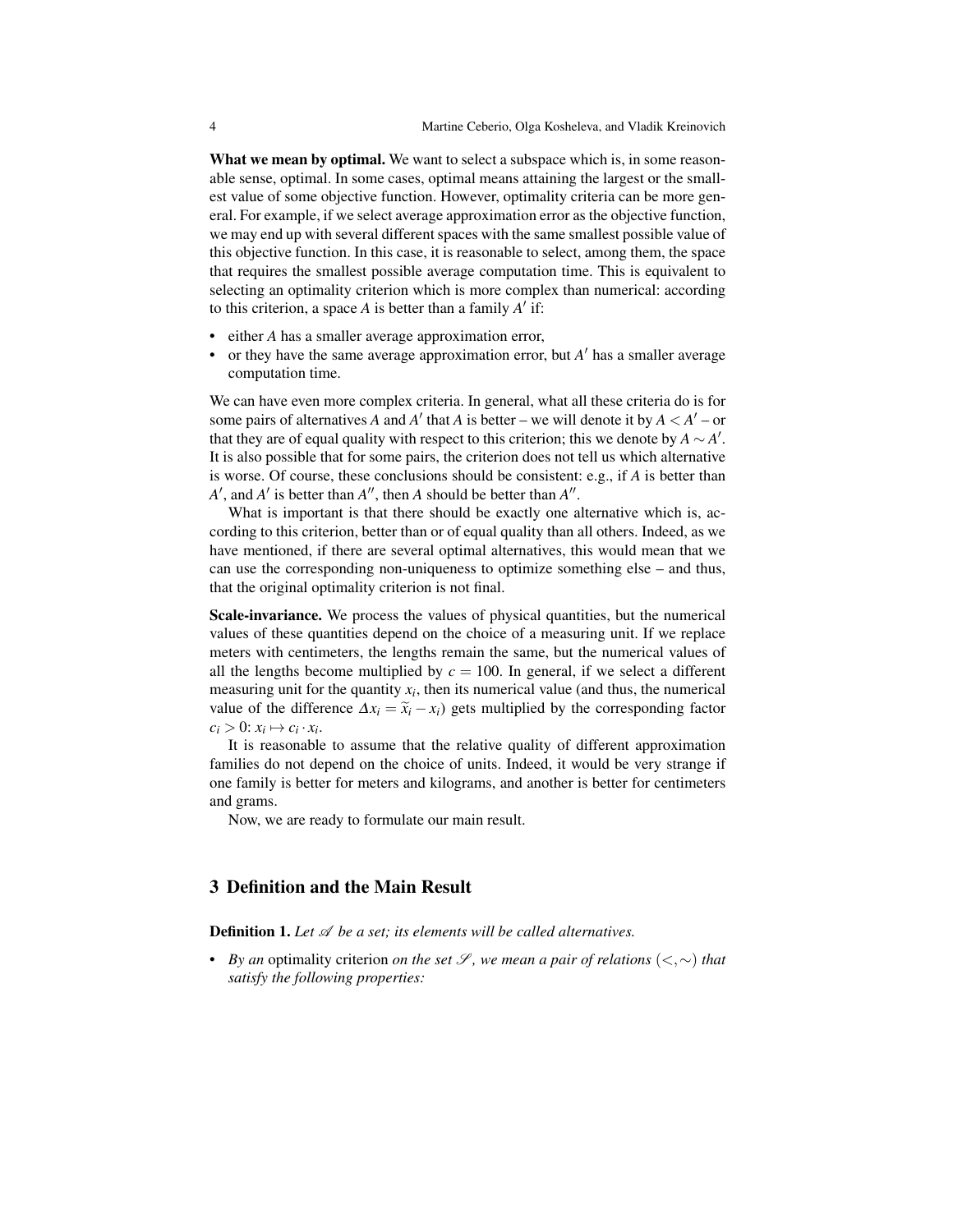**What we mean by optimal.** We want to select a subspace which is, in some reasonable sense, optimal. In some cases, optimal means attaining the largest or the smallest value of some objective function. However, optimality criteria can be more general. For example, if we select average approximation error as the objective function, we may end up with several different spaces with the same smallest possible value of this objective function. In this case, it is reasonable to select, among them, the space that requires the smallest possible average computation time. This is equivalent to selecting an optimality criterion which is more complex than numerical: according to this criterion, a space $A$ is better than a family $A'$ if:

- either $A$ has a smaller average approximation error,
- or they have the same average approximation error, but $A'$ has a smaller average computation time.

We can have even more complex criteria. In general, what all these criteria do is for some pairs of alternatives $A$ and $A'$ that $A$ is better – we will denote it by $A < A'$ – or that they are of equal quality with respect to this criterion; this we denote by $A \sim A'$. It is also possible that for some pairs, the criterion does not tell us which alternative is worse. Of course, these conclusions should be consistent: e.g., if $A$ is better than $A'$, and $A'$ is better than $A''$, then $A$ should be better than $A''$.

What is important is that there should be exactly one alternative which is, according to this criterion, better than or of equal quality than all others. Indeed, as we have mentioned, if there are several optimal alternatives, this would mean that we can use the corresponding non-uniqueness to optimize something else – and thus, that the original optimality criterion is not final.

**Scale-invariance.** We process the values of physical quantities, but the numerical values of these quantities depend on the choice of a measuring unit. If we replace meters with centimeters, the lengths remain the same, but the numerical values of all the lengths become multiplied by $c = 100$. In general, if we select a different measuring unit for the quantity $x_i$, then its numerical value (and thus, the numerical value of the difference $\Delta x_i = \widetilde{x}_i - x_i$) gets multiplied by the corresponding factor $c_i > 0$: $x_i \mapsto c_i \cdot x_i$.

It is reasonable to assume that the relative quality of different approximation families do not depend on the choice of units. Indeed, it would be very strange if one family is better for meters and kilograms, and another is better for centimeters and grams.

Now, we are ready to formulate our main result.

## 3 Definition and the Main Result

**Definition 1.** *Let $\mathscr{A}$ be a set; its elements will be called alternatives.*

- *By an* optimality criterion *on the set $\mathscr{S}$, we mean a pair of relations $(<, \sim)$ that satisfy the following properties:*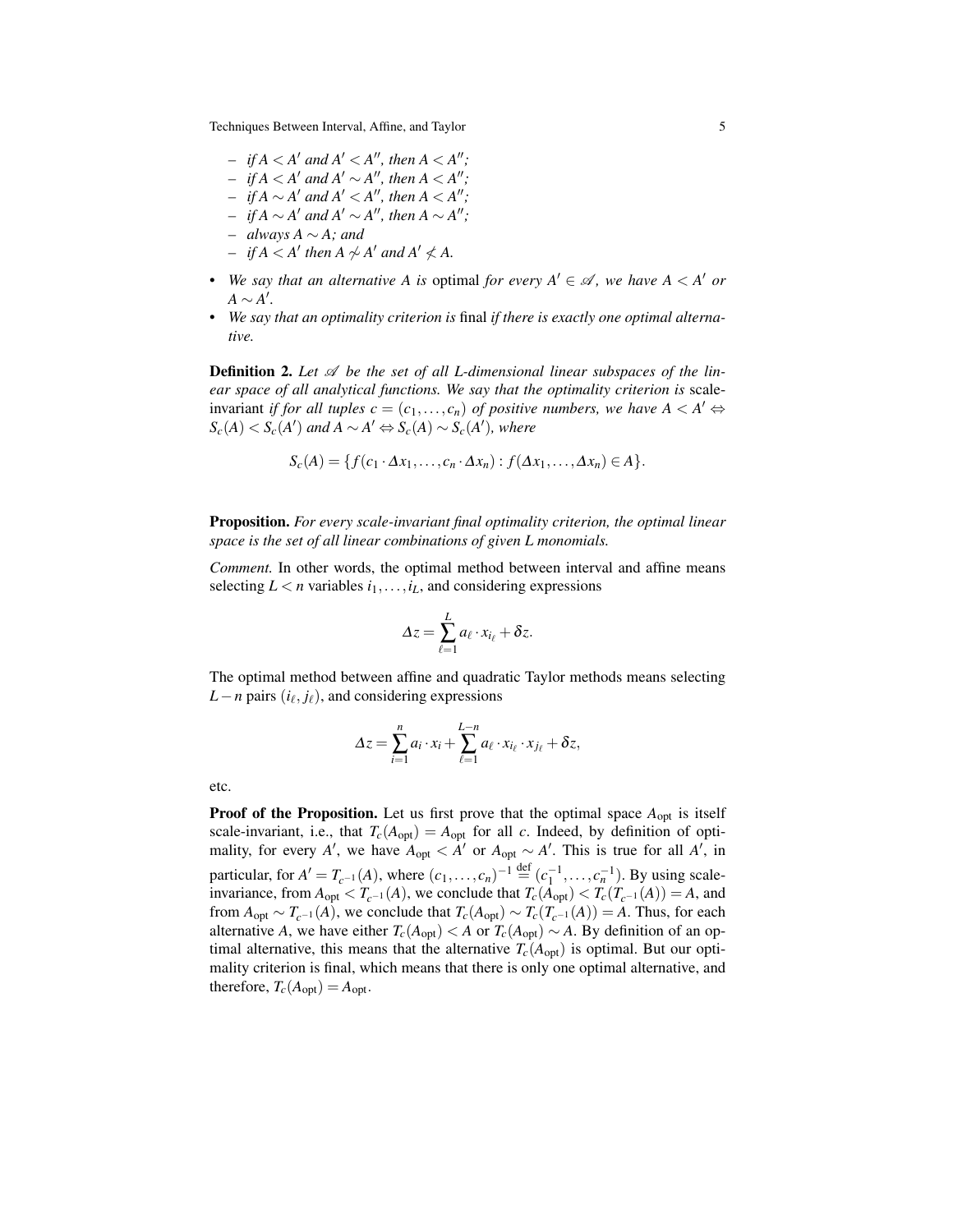– *if $A < A'$ and $A' < A''$, then $A < A''$;*
– *if $A < A'$ and $A' \sim A''$, then $A < A''$;*
– *if $A \sim A'$ and $A' < A''$, then $A < A''$;*
– *if $A \sim A'$ and $A' \sim A''$, then $A \sim A''$;*
– *always $A \sim A$; and*
– *if $A < A'$ then $A \not\sim A'$ and $A' \not< A$.*

- *We say that an alternative $A$ is* optimal *for every $A' \in \mathscr{A}$, we have $A < A'$ or $A \sim A'$.*
- *We say that an optimality criterion is* final *if there is exactly one optimal alternative.*

**Definition 2.** *Let $\mathscr{A}$ be the set of all L-dimensional linear subspaces of the linear space of all analytical functions. We say that the optimality criterion is* scale-invariant *if for all tuples $c = (c_1, \ldots, c_n)$ of positive numbers, we have $A < A' \Leftrightarrow S_c(A) < S_c(A')$ and $A \sim A' \Leftrightarrow S_c(A) \sim S_c(A')$, where*

$$S_c(A) = \{f(c_1 \cdot \Delta x_1, \ldots, c_n \cdot \Delta x_n) : f(\Delta x_1, \ldots, \Delta x_n) \in A\}.$$

**Proposition.** *For every scale-invariant final optimality criterion, the optimal linear space is the set of all linear combinations of given L monomials.*

*Comment.* In other words, the optimal method between interval and affine means selecting $L < n$ variables $i_1, \ldots, i_L$, and considering expressions

$$\Delta z = \sum_{\ell=1}^{L} a_\ell \cdot x_{i_\ell} + \delta z.$$

The optimal method between affine and quadratic Taylor methods means selecting $L - n$ pairs $(i_\ell, j_\ell)$, and considering expressions

$$\Delta z = \sum_{i=1}^{n} a_i \cdot x_i + \sum_{\ell=1}^{L-n} a_\ell \cdot x_{i_\ell} \cdot x_{j_\ell} + \delta z,$$

etc.

**Proof of the Proposition.** Let us first prove that the optimal space $A_{\rm opt}$ is itself scale-invariant, i.e., that $T_c(A_{\rm opt}) = A_{\rm opt}$ for all $c$. Indeed, by definition of optimality, for every $A'$, we have $A_{\rm opt} < A'$ or $A_{\rm opt} \sim A'$. This is true for all $A'$, in particular, for $A' = T_{c^{-1}}(A)$, where $(c_1, \ldots, c_n)^{-1} \stackrel{\rm def}{=} (c_1^{-1}, \ldots, c_n^{-1})$. By using scale-invariance, from $A_{\rm opt} < T_{c^{-1}}(A)$, we conclude that $T_c(A_{\rm opt}) < T_c(T_{c^{-1}}(A)) = A$, and from $A_{\rm opt} \sim T_{c^{-1}}(A)$, we conclude that $T_c(A_{\rm opt}) \sim T_c(T_{c^{-1}}(A)) = A$. Thus, for each alternative $A$, we have either $T_c(A_{\rm opt}) < A$ or $T_c(A_{\rm opt}) \sim A$. By definition of an optimal alternative, this means that the alternative $T_c(A_{\rm opt})$ is optimal. But our optimality criterion is final, which means that there is only one optimal alternative, and therefore, $T_c(A_{\rm opt}) = A_{\rm opt}$.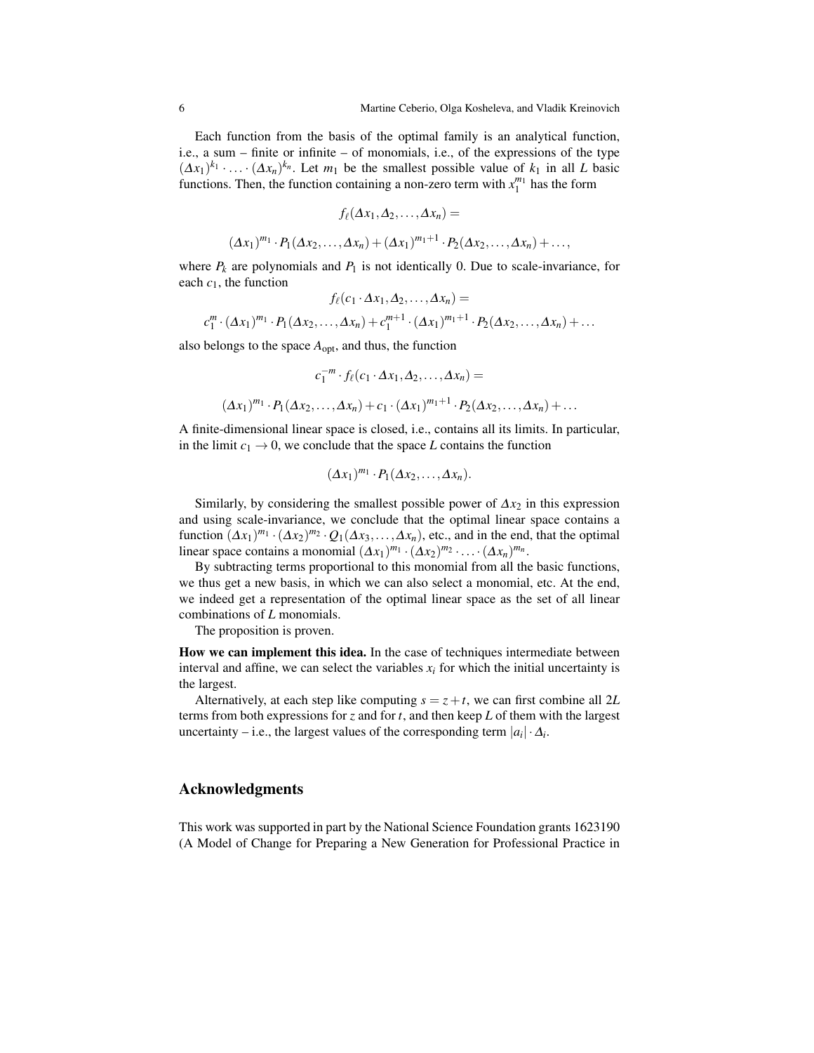Each function from the basis of the optimal family is an analytical function, i.e., a sum – finite or infinite – of monomials, i.e., of the expressions of the type $(\Delta x_1)^{k_1} \cdot \ldots \cdot (\Delta x_n)^{k_n}$. Let $m_1$ be the smallest possible value of $k_1$ in all $L$ basic functions. Then, the function containing a non-zero term with $x_1^{m_1}$ has the form

$$f_\ell(\Delta x_1, \Delta_2, \ldots, \Delta x_n) =$$

$$(\Delta x_1)^{m_1} \cdot P_1(\Delta x_2, \ldots, \Delta x_n) + (\Delta x_1)^{m_1+1} \cdot P_2(\Delta x_2, \ldots, \Delta x_n) + \ldots,$$

where $P_k$ are polynomials and $P_1$ is not identically 0. Due to scale-invariance, for each $c_1$, the function

$$f_\ell(c_1 \cdot \Delta x_1, \Delta_2, \ldots, \Delta x_n) =$$

$$c_1^m \cdot (\Delta x_1)^{m_1} \cdot P_1(\Delta x_2, \ldots, \Delta x_n) + c_1^{m+1} \cdot (\Delta x_1)^{m_1+1} \cdot P_2(\Delta x_2, \ldots, \Delta x_n) + \ldots$$

also belongs to the space $A_{\rm opt}$, and thus, the function

$$c_1^{-m} \cdot f_\ell(c_1 \cdot \Delta x_1, \Delta_2, \ldots, \Delta x_n) =$$

$$(\Delta x_1)^{m_1} \cdot P_1(\Delta x_2, \ldots, \Delta x_n) + c_1 \cdot (\Delta x_1)^{m_1+1} \cdot P_2(\Delta x_2, \ldots, \Delta x_n) + \ldots$$

A finite-dimensional linear space is closed, i.e., contains all its limits. In particular, in the limit $c_1 \to 0$, we conclude that the space $L$ contains the function

$$(\Delta x_1)^{m_1} \cdot P_1(\Delta x_2, \ldots, \Delta x_n).$$

Similarly, by considering the smallest possible power of $\Delta x_2$ in this expression and using scale-invariance, we conclude that the optimal linear space contains a function $(\Delta x_1)^{m_1} \cdot (\Delta x_2)^{m_2} \cdot Q_1(\Delta x_3, \ldots, \Delta x_n)$, etc., and in the end, that the optimal linear space contains a monomial $(\Delta x_1)^{m_1} \cdot (\Delta x_2)^{m_2} \cdot \ldots \cdot (\Delta x_n)^{m_n}$.

By subtracting terms proportional to this monomial from all the basic functions, we thus get a new basis, in which we can also select a monomial, etc. At the end, we indeed get a representation of the optimal linear space as the set of all linear combinations of $L$ monomials.

The proposition is proven.

**How we can implement this idea.** In the case of techniques intermediate between interval and affine, we can select the variables $x_i$ for which the initial uncertainty is the largest.

Alternatively, at each step like computing $s = z + t$, we can first combine all $2L$ terms from both expressions for $z$ and for $t$, and then keep $L$ of them with the largest uncertainty – i.e., the largest values of the corresponding term $|a_i| \cdot \Delta_i$.

## Acknowledgments

This work was supported in part by the National Science Foundation grants 1623190 (A Model of Change for Preparing a New Generation for Professional Practice in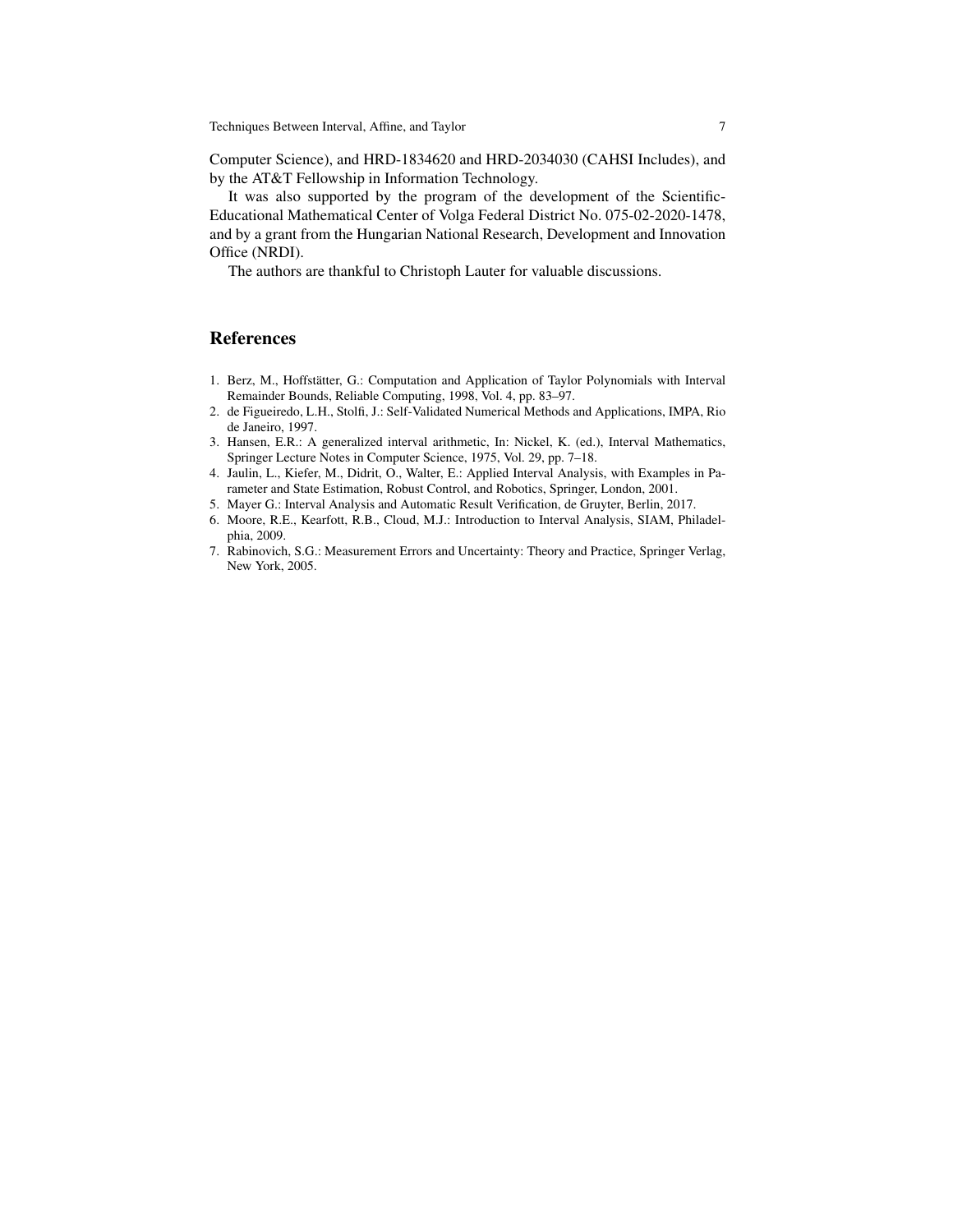Computer Science), and HRD-1834620 and HRD-2034030 (CAHSI Includes), and by the AT&T Fellowship in Information Technology.

It was also supported by the program of the development of the Scientific-Educational Mathematical Center of Volga Federal District No. 075-02-2020-1478, and by a grant from the Hungarian National Research, Development and Innovation Office (NRDI).

The authors are thankful to Christoph Lauter for valuable discussions.

## References

1. Berz, M., Hoffstätter, G.: Computation and Application of Taylor Polynomials with Interval Remainder Bounds, Reliable Computing, 1998, Vol. 4, pp. 83–97.
2. de Figueiredo, L.H., Stolfi, J.: Self-Validated Numerical Methods and Applications, IMPA, Rio de Janeiro, 1997.
3. Hansen, E.R.: A generalized interval arithmetic, In: Nickel, K. (ed.), Interval Mathematics, Springer Lecture Notes in Computer Science, 1975, Vol. 29, pp. 7–18.
4. Jaulin, L., Kiefer, M., Didrit, O., Walter, E.: Applied Interval Analysis, with Examples in Parameter and State Estimation, Robust Control, and Robotics, Springer, London, 2001.
5. Mayer G.: Interval Analysis and Automatic Result Verification, de Gruyter, Berlin, 2017.
6. Moore, R.E., Kearfott, R.B., Cloud, M.J.: Introduction to Interval Analysis, SIAM, Philadelphia, 2009.
7. Rabinovich, S.G.: Measurement Errors and Uncertainty: Theory and Practice, Springer Verlag, New York, 2005.